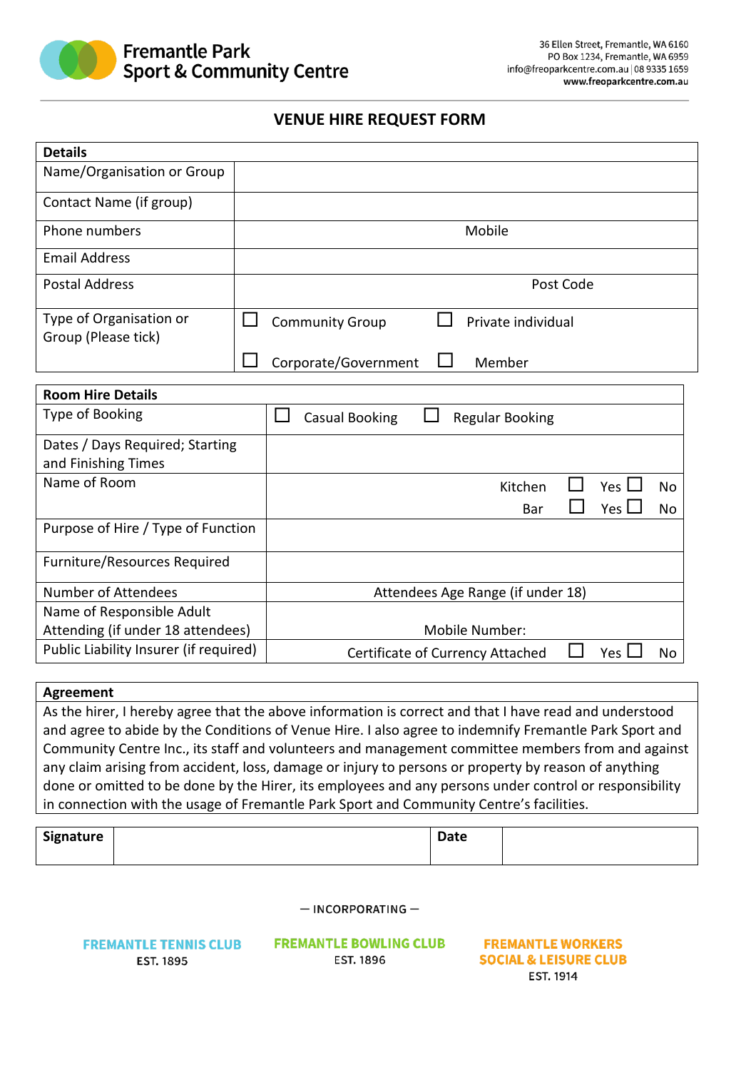**Fremantle Park Sport & Community Centre**

36 Ellen Street, Fremantle, WA 6160
PO Box 1234, Fremantle, WA 6959
info@freoparkcentre.com.au | 08 9335 1659
www.freoparkcentre.com.au

# VENUE HIRE REQUEST FORM

| **Details** | | | |
|---|---|---|---|
| Name/Organisation or Group | | | |
| Contact Name (if group) | | | |
| Phone numbers | | Mobile | |
| Email Address | | | |
| Postal Address | | Post Code | |
| Type of Organisation or Group (Please tick) | ☐ Community Group | ☐ Private individual | |
| | ☐ Corporate/Government | ☐ Member | |

| **Room Hire Details** | | |
|---|---|---|
| Type of Booking | ☐ Casual Booking ☐ Regular Booking | |
| Dates / Days Required; Starting and Finishing Times | | |
| Name of Room | | Kitchen ☐ Yes ☐ No<br>Bar ☐ Yes ☐ No |
| Purpose of Hire / Type of Function | | |
| Furniture/Resources Required | | |
| Number of Attendees | Attendees Age Range (if under 18) | |
| Name of Responsible Adult Attending (if under 18 attendees) | Mobile Number: | |
| Public Liability Insurer (if required) | Certificate of Currency Attached ☐ Yes ☐ No | |

| **Agreement** |
|---|
| As the hirer, I hereby agree that the above information is correct and that I have read and understood and agree to abide by the Conditions of Venue Hire. I also agree to indemnify Fremantle Park Sport and Community Centre Inc., its staff and volunteers and management committee members from and against any claim arising from accident, loss, damage or injury to persons or property by reason of anything done or omitted to be done by the Hirer, its employees and any persons under control or responsibility in connection with the usage of Fremantle Park Sport and Community Centre's facilities. |

| **Signature** | | **Date** | |
|---|---|---|---|

— INCORPORATING —

FREMANTLE TENNIS CLUB
EST. 1895

FREMANTLE BOWLING CLUB
EST. 1896

FREMANTLE WORKERS SOCIAL & LEISURE CLUB
EST. 1914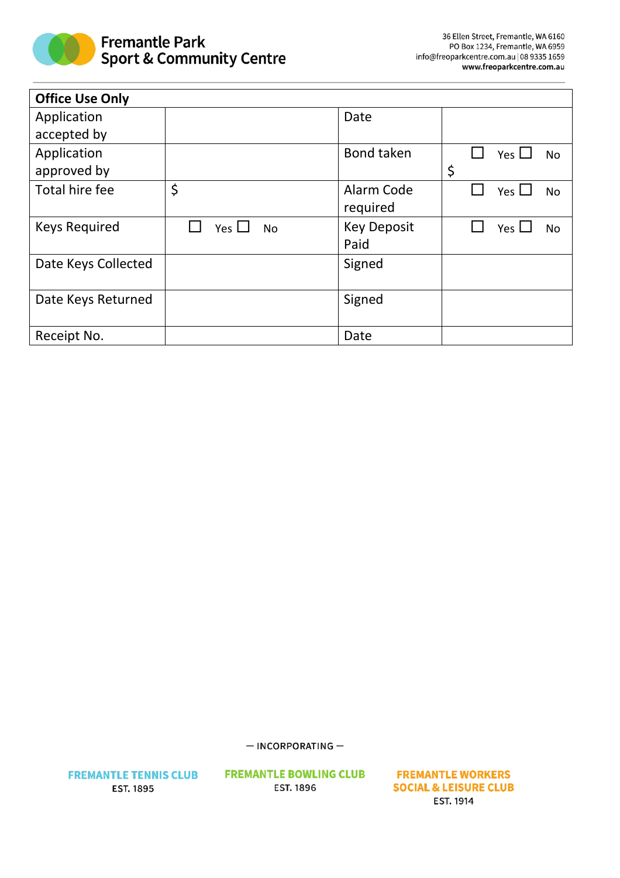**Fremantle Park Sport & Community Centre**

36 Ellen Street, Fremantle, WA 6160
PO Box 1234, Fremantle, WA 6959
info@freoparkcentre.com.au | 08 9335 1659
www.freoparkcentre.com.au

| **Office Use Only** | | | |
|---|---|---|---|
| Application accepted by | | Date | |
| Application approved by | | Bond taken | ☐ Yes ☐ No $ |
| Total hire fee | $ | Alarm Code required | ☐ Yes ☐ No |
| Keys Required | ☐ Yes ☐ No | Key Deposit Paid | ☐ Yes ☐ No |
| Date Keys Collected | | Signed | |
| Date Keys Returned | | Signed | |
| Receipt No. | | Date | |

— INCORPORATING —

FREMANTLE TENNIS CLUB
EST. 1895

FREMANTLE BOWLING CLUB
EST. 1896

FREMANTLE WORKERS SOCIAL & LEISURE CLUB
EST. 1914